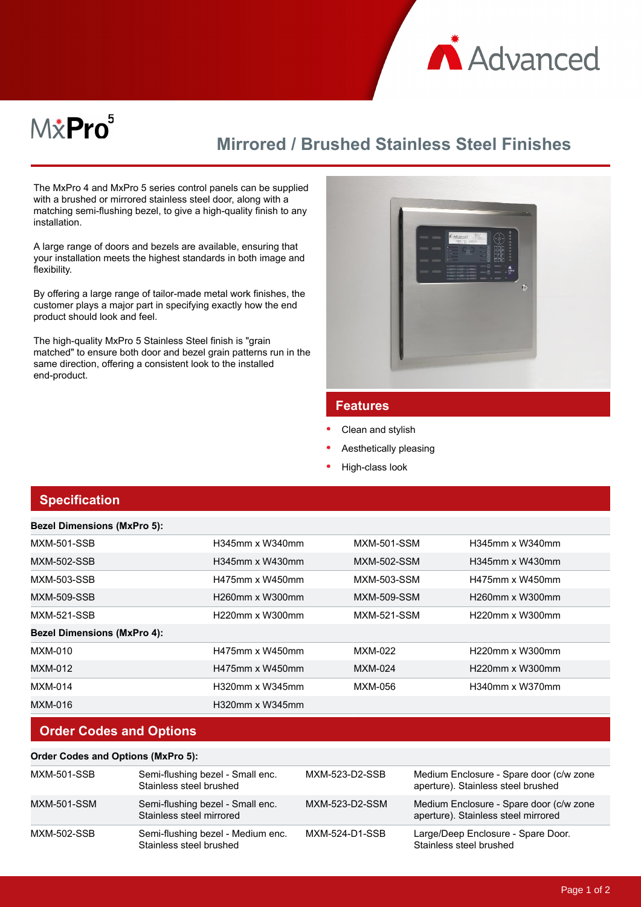# MxPro 5

## Mirrored / Brushed Stainless Steel Finishes

The MxPro 4 and MxPro 5 series control panels can be supplied with a brushed or mirrored stainless steel door, along with a matching semi-flushing bezel, to give a high-quality finish to any installation.

A large range of doors and bezels are available, ensuring that your installation meets the highest standards in both image and flexibility.

By offering a large range of tailor-made metal work finishes, the customer plays a major part in specifying exactly how the end product should look and feel.

The high-quality MxPro 5 Stainless Steel finish is "grain matched" to ensure both door and bezel grain patterns run in the same direction, offering a consistent look to the installed end-product.

## Features

- Clean and stylish
- Aesthetically pleasing
- High-class look

## Specification

| **Bezel Dimensions (MxPro 5):** | | | |
|---|---|---|---|
| MXM-501-SSB | H345mm x W340mm | MXM-501-SSM | H345mm x W340mm |
| MXM-502-SSB | H345mm x W430mm | MXM-502-SSM | H345mm x W430mm |
| MXM-503-SSB | H475mm x W450mm | MXM-503-SSM | H475mm x W450mm |
| MXM-509-SSB | H260mm x W300mm | MXM-509-SSM | H260mm x W300mm |
| MXM-521-SSB | H220mm x W300mm | MXM-521-SSM | H220mm x W300mm |
| **Bezel Dimensions (MxPro 4):** | | | |
| MXM-010 | H475mm x W450mm | MXM-022 | H220mm x W300mm |
| MXM-012 | H475mm x W450mm | MXM-024 | H220mm x W300mm |
| MXM-014 | H320mm x W345mm | MXM-056 | H340mm x W370mm |
| MXM-016 | H320mm x W345mm | | |

## Order Codes and Options

| **Order Codes and Options (MxPro 5):** | | | |
|---|---|---|---|
| MXM-501-SSB | Semi-flushing bezel - Small enc. Stainless steel brushed | MXM-523-D2-SSB | Medium Enclosure - Spare door (c/w zone aperture). Stainless steel brushed |
| MXM-501-SSM | Semi-flushing bezel - Small enc. Stainless steel mirrored | MXM-523-D2-SSM | Medium Enclosure - Spare door (c/w zone aperture). Stainless steel mirrored |
| MXM-502-SSB | Semi-flushing bezel - Medium enc. Stainless steel brushed | MXM-524-D1-SSB | Large/Deep Enclosure - Spare Door. Stainless steel brushed |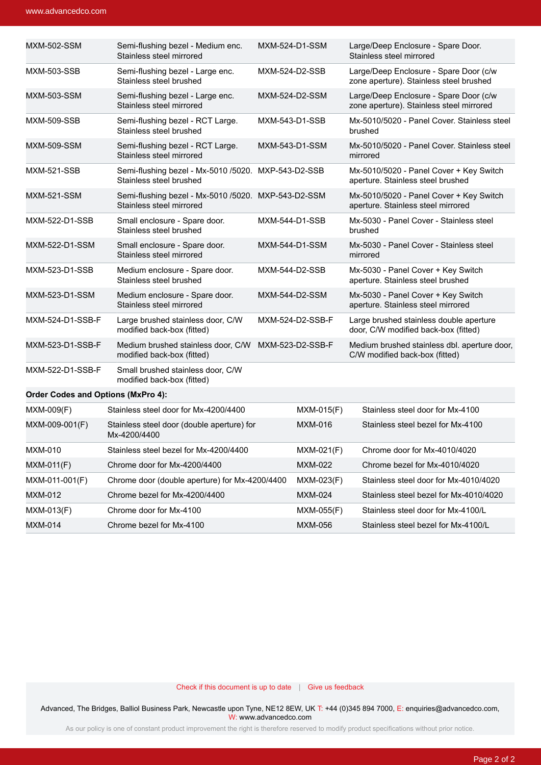| | | | |
|---|---|---|---|
| MXM-502-SSM | Semi-flushing bezel - Medium enc. Stainless steel mirrored | MXM-524-D1-SSM | Large/Deep Enclosure - Spare Door. Stainless steel mirrored |
| MXM-503-SSB | Semi-flushing bezel - Large enc. Stainless steel brushed | MXM-524-D2-SSB | Large/Deep Enclosure - Spare Door (c/w zone aperture). Stainless steel brushed |
| MXM-503-SSM | Semi-flushing bezel - Large enc. Stainless steel mirrored | MXM-524-D2-SSM | Large/Deep Enclosure - Spare Door (c/w zone aperture). Stainless steel mirrored |
| MXM-509-SSB | Semi-flushing bezel - RCT Large. Stainless steel brushed | MXM-543-D1-SSB | Mx-5010/5020 - Panel Cover. Stainless steel brushed |
| MXM-509-SSM | Semi-flushing bezel - RCT Large. Stainless steel mirrored | MXM-543-D1-SSM | Mx-5010/5020 - Panel Cover. Stainless steel mirrored |
| MXM-521-SSB | Semi-flushing bezel - Mx-5010 /5020. Stainless steel brushed | MXP-543-D2-SSB | Mx-5010/5020 - Panel Cover + Key Switch aperture. Stainless steel brushed |
| MXM-521-SSM | Semi-flushing bezel - Mx-5010 /5020. Stainless steel mirrored | MXP-543-D2-SSM | Mx-5010/5020 - Panel Cover + Key Switch aperture. Stainless steel mirrored |
| MXM-522-D1-SSB | Small enclosure - Spare door. Stainless steel brushed | MXM-544-D1-SSB | Mx-5030 - Panel Cover - Stainless steel brushed |
| MXM-522-D1-SSM | Small enclosure - Spare door. Stainless steel mirrored | MXM-544-D1-SSM | Mx-5030 - Panel Cover - Stainless steel mirrored |
| MXM-523-D1-SSB | Medium enclosure - Spare door. Stainless steel brushed | MXM-544-D2-SSB | Mx-5030 - Panel Cover + Key Switch aperture. Stainless steel brushed |
| MXM-523-D1-SSM | Medium enclosure - Spare door. Stainless steel mirrored | MXM-544-D2-SSM | Mx-5030 - Panel Cover + Key Switch aperture. Stainless steel mirrored |
| MXM-524-D1-SSB-F | Large brushed stainless door, C/W modified back-box (fitted) | MXM-524-D2-SSB-F | Large brushed stainless double aperture door, C/W modified back-box (fitted) |
| MXM-523-D1-SSB-F | Medium brushed stainless door, C/W modified back-box (fitted) | MXM-523-D2-SSB-F | Medium brushed stainless dbl. aperture door, C/W modified back-box (fitted) |
| MXM-522-D1-SSB-F | Small brushed stainless door, C/W modified back-box (fitted) | | |

**Order Codes and Options (MxPro 4):**

| | | | |
|---|---|---|---|
| MXM-009(F) | Stainless steel door for Mx-4200/4400 | MXM-015(F) | Stainless steel door for Mx-4100 |
| MXM-009-001(F) | Stainless steel door (double aperture) for Mx-4200/4400 | MXM-016 | Stainless steel bezel for Mx-4100 |
| MXM-010 | Stainless steel bezel for Mx-4200/4400 | MXM-021(F) | Chrome door for Mx-4010/4020 |
| MXM-011(F) | Chrome door for Mx-4200/4400 | MXM-022 | Chrome bezel for Mx-4010/4020 |
| MXM-011-001(F) | Chrome door (double aperture) for Mx-4200/4400 | MXM-023(F) | Stainless steel door for Mx-4010/4020 |
| MXM-012 | Chrome bezel for Mx-4200/4400 | MXM-024 | Stainless steel bezel for Mx-4010/4020 |
| MXM-013(F) | Chrome door for Mx-4100 | MXM-055(F) | Stainless steel door for Mx-4100/L |
| MXM-014 | Chrome bezel for Mx-4100 | MXM-056 | Stainless steel bezel for Mx-4100/L |

Check if this document is up to date | Give us feedback

Advanced, The Bridges, Balliol Business Park, Newcastle upon Tyne, NE12 8EW, UK T: +44 (0)345 894 7000, E: enquiries@advancedco.com, W: www.advancedco.com

As our policy is one of constant product improvement the right is therefore reserved to modify product specifications without prior notice.